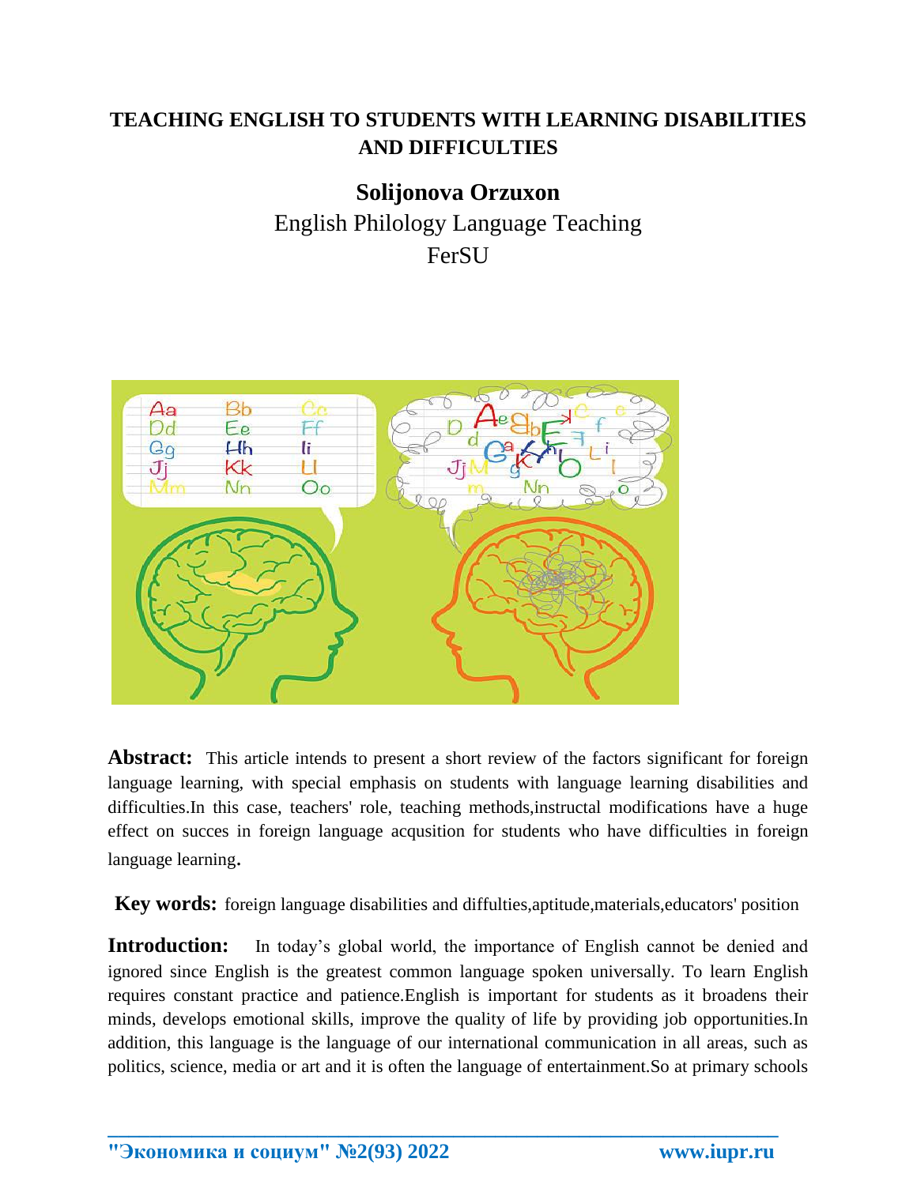# TEACHING ENGLISH TO STUDENTS WITH LEARNING DISABILITIES AND DIFFICULTIES

**Solijonova Orzuxon**

English Philology Language Teaching

FerSU

**Abstract:** This article intends to present a short review of the factors significant for foreign language learning, with special emphasis on students with language learning disabilities and difficulties.In this case, teachers' role, teaching methods,instructal modifications have a huge effect on succes in foreign language acqusition for students who have difficulties in foreign language learning.

**Key words:** foreign language disabilities and diffulties,aptitude,materials,educators' position

**Introduction:** In today's global world, the importance of English cannot be denied and ignored since English is the greatest common language spoken universally. To learn English requires constant practice and patience.English is important for students as it broadens their minds, develops emotional skills, improve the quality of life by providing job opportunities.In addition, this language is the language of our international communication in all areas, such as politics, science, media or art and it is often the language of entertainment.So at primary schools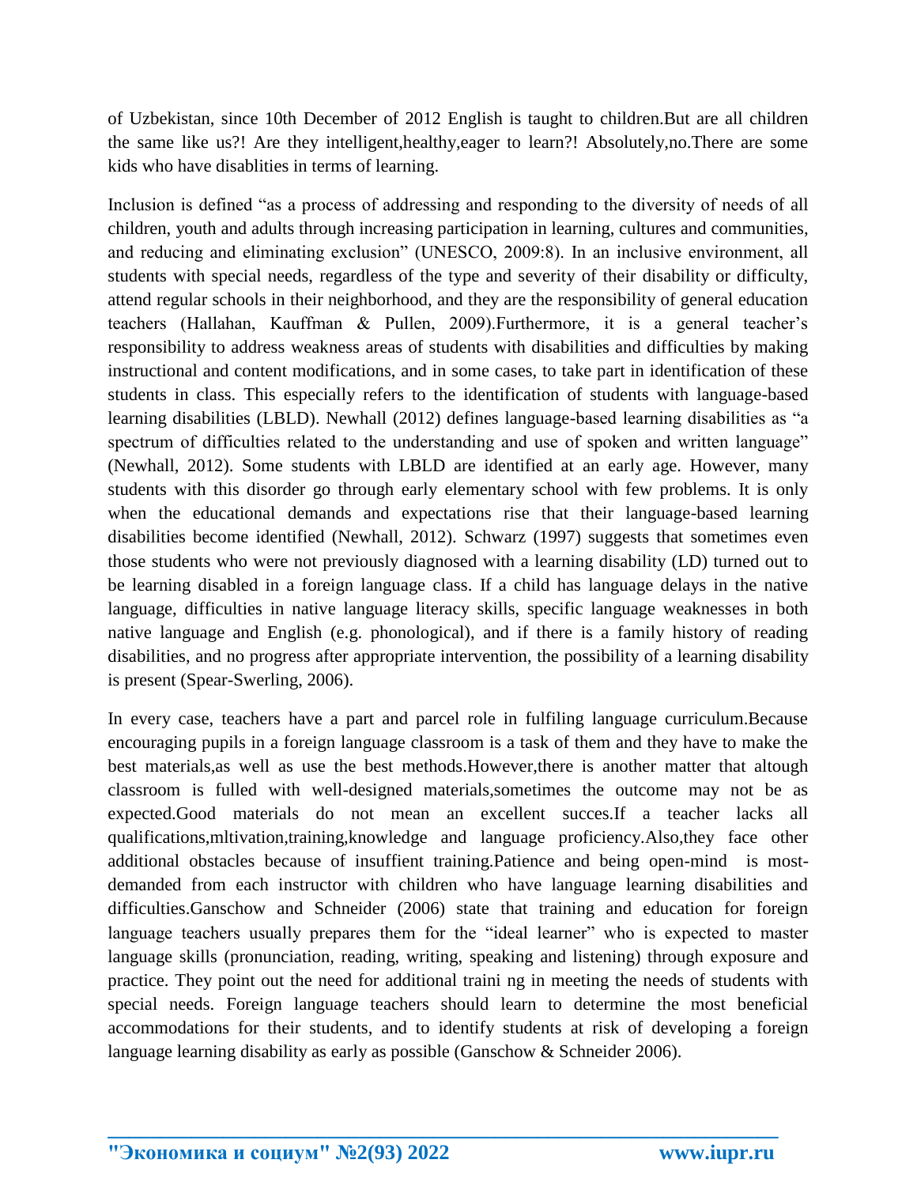of Uzbekistan, since 10th December of 2012 English is taught to children.But are all children the same like us?! Are they intelligent,healthy,eager to learn?! Absolutely,no.There are some kids who have disablities in terms of learning.

Inclusion is defined "as a process of addressing and responding to the diversity of needs of all children, youth and adults through increasing participation in learning, cultures and communities, and reducing and eliminating exclusion" (UNESCO, 2009:8). In an inclusive environment, all students with special needs, regardless of the type and severity of their disability or difficulty, attend regular schools in their neighborhood, and they are the responsibility of general education teachers (Hallahan, Kauffman & Pullen, 2009).Furthermore, it is a general teacher's responsibility to address weakness areas of students with disabilities and difficulties by making instructional and content modifications, and in some cases, to take part in identification of these students in class. This especially refers to the identification of students with language-based learning disabilities (LBLD). Newhall (2012) defines language-based learning disabilities as "a spectrum of difficulties related to the understanding and use of spoken and written language" (Newhall, 2012). Some students with LBLD are identified at an early age. However, many students with this disorder go through early elementary school with few problems. It is only when the educational demands and expectations rise that their language-based learning disabilities become identified (Newhall, 2012). Schwarz (1997) suggests that sometimes even those students who were not previously diagnosed with a learning disability (LD) turned out to be learning disabled in a foreign language class. If a child has language delays in the native language, difficulties in native language literacy skills, specific language weaknesses in both native language and English (e.g. phonological), and if there is a family history of reading disabilities, and no progress after appropriate intervention, the possibility of a learning disability is present (Spear-Swerling, 2006).

In every case, teachers have a part and parcel role in fulfiling language curriculum.Because encouraging pupils in a foreign language classroom is a task of them and they have to make the best materials,as well as use the best methods.However,there is another matter that altough classroom is fulled with well-designed materials,sometimes the outcome may not be as expected.Good materials do not mean an excellent succes.If a teacher lacks all qualifications,mltivation,training,knowledge and language proficiency.Also,they face other additional obstacles because of insuffient training.Patience and being open-mind is most-demanded from each instructor with children who have language learning disabilities and difficulties.Ganschow and Schneider (2006) state that training and education for foreign language teachers usually prepares them for the "ideal learner" who is expected to master language skills (pronunciation, reading, writing, speaking and listening) through exposure and practice. They point out the need for additional traini ng in meeting the needs of students with special needs. Foreign language teachers should learn to determine the most beneficial accommodations for their students, and to identify students at risk of developing a foreign language learning disability as early as possible (Ganschow & Schneider 2006).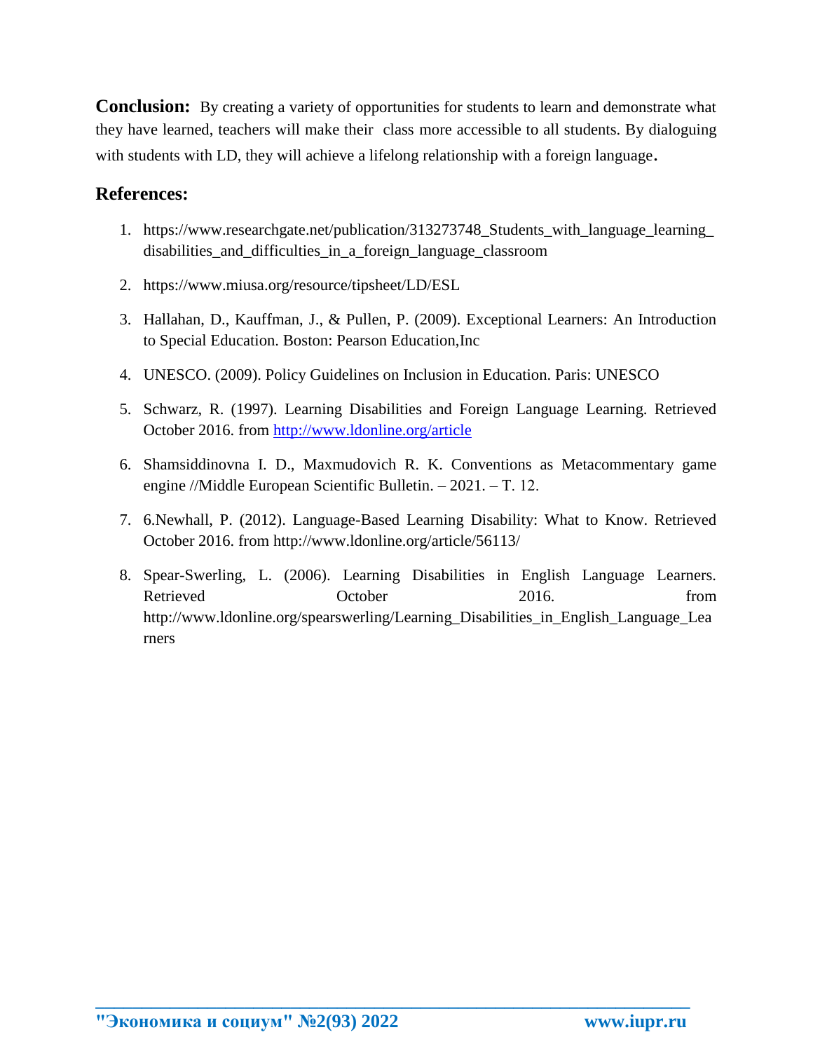**Conclusion:** By creating a variety of opportunities for students to learn and demonstrate what they have learned, teachers will make their class more accessible to all students. By dialoguing with students with LD, they will achieve a lifelong relationship with a foreign language.

## References:

1. https://www.researchgate.net/publication/313273748_Students_with_language_learning_disabilities_and_difficulties_in_a_foreign_language_classroom
2. https://www.miusa.org/resource/tipsheet/LD/ESL
3. Hallahan, D., Kauffman, J., & Pullen, P. (2009). Exceptional Learners: An Introduction to Special Education. Boston: Pearson Education,Inc
4. UNESCO. (2009). Policy Guidelines on Inclusion in Education. Paris: UNESCO
5. Schwarz, R. (1997). Learning Disabilities and Foreign Language Learning. Retrieved October 2016. from http://www.ldonline.org/article
6. Shamsiddinovna I. D., Maxmudovich R. K. Conventions as Metacommentary game engine //Middle European Scientific Bulletin. – 2021. – T. 12.
7. 6.Newhall, P. (2012). Language-Based Learning Disability: What to Know. Retrieved October 2016. from http://www.ldonline.org/article/56113/
8. Spear-Swerling, L. (2006). Learning Disabilities in English Language Learners. Retrieved October 2016. from http://www.ldonline.org/spearswerling/Learning_Disabilities_in_English_Language_Learners